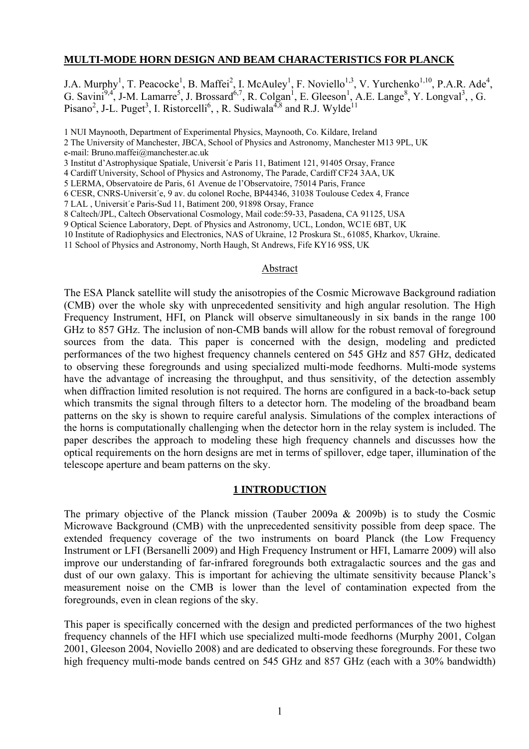# MULTI-MODE HORN DESIGN AND BEAM CHARACTERISTICS FOR PLANCK

J.A. Murphy[1], T. Peacocke[1], B. Maffei[2], I. McAuley[1], F. Noviello[1,3], V. Yurchenko[1,10], P.A.R. Ade[4], G. Savini[9,4], J-M. Lamarre[5], J. Brossard[6,7], R. Colgan[1], E. Gleeson[1], A.E. Lange[8], Y. Longval[3], , G. Pisano[2], J-L. Puget[3], I. Ristorcelli[6], , R. Sudiwala[4,8] and R.J. Wylde[11]

1 NUI Maynooth, Department of Experimental Physics, Maynooth, Co. Kildare, Ireland
2 The University of Manchester, JBCA, School of Physics and Astronomy, Manchester M13 9PL, UK
e-mail: Bruno.maffei@manchester.ac.uk
3 Institut d'Astrophysique Spatiale, Universit´e Paris 11, Batiment 121, 91405 Orsay, France
4 Cardiff University, School of Physics and Astronomy, The Parade, Cardiff CF24 3AA, UK
5 LERMA, Observatoire de Paris, 61 Avenue de l'Observatoire, 75014 Paris, France
6 CESR, CNRS-Universit´e, 9 av. du colonel Roche, BP44346, 31038 Toulouse Cedex 4, France
7 LAL , Universit´e Paris-Sud 11, Batiment 200, 91898 Orsay, France
8 Caltech/JPL, Caltech Observational Cosmology, Mail code:59-33, Pasadena, CA 91125, USA
9 Optical Science Laboratory, Dept. of Physics and Astronomy, UCL, London, WC1E 6BT, UK
10 Institute of Radiophysics and Electronics, NAS of Ukraine, 12 Proskura St., 61085, Kharkov, Ukraine.
11 School of Physics and Astronomy, North Haugh, St Andrews, Fife KY16 9SS, UK

## Abstract

The ESA Planck satellite will study the anisotropies of the Cosmic Microwave Background radiation (CMB) over the whole sky with unprecedented sensitivity and high angular resolution. The High Frequency Instrument, HFI, on Planck will observe simultaneously in six bands in the range 100 GHz to 857 GHz. The inclusion of non-CMB bands will allow for the robust removal of foreground sources from the data. This paper is concerned with the design, modeling and predicted performances of the two highest frequency channels centered on 545 GHz and 857 GHz, dedicated to observing these foregrounds and using specialized multi-mode feedhorns. Multi-mode systems have the advantage of increasing the throughput, and thus sensitivity, of the detection assembly when diffraction limited resolution is not required. The horns are configured in a back-to-back setup which transmits the signal through filters to a detector horn. The modeling of the broadband beam patterns on the sky is shown to require careful analysis. Simulations of the complex interactions of the horns is computationally challenging when the detector horn in the relay system is included. The paper describes the approach to modeling these high frequency channels and discusses how the optical requirements on the horn designs are met in terms of spillover, edge taper, illumination of the telescope aperture and beam patterns on the sky.

## 1 INTRODUCTION

The primary objective of the Planck mission (Tauber 2009a & 2009b) is to study the Cosmic Microwave Background (CMB) with the unprecedented sensitivity possible from deep space. The extended frequency coverage of the two instruments on board Planck (the Low Frequency Instrument or LFI (Bersanelli 2009) and High Frequency Instrument or HFI, Lamarre 2009) will also improve our understanding of far-infrared foregrounds both extragalactic sources and the gas and dust of our own galaxy. This is important for achieving the ultimate sensitivity because Planck's measurement noise on the CMB is lower than the level of contamination expected from the foregrounds, even in clean regions of the sky.

This paper is specifically concerned with the design and predicted performances of the two highest frequency channels of the HFI which use specialized multi-mode feedhorns (Murphy 2001, Colgan 2001, Gleeson 2004, Noviello 2008) and are dedicated to observing these foregrounds. For these two high frequency multi-mode bands centred on 545 GHz and 857 GHz (each with a 30% bandwidth)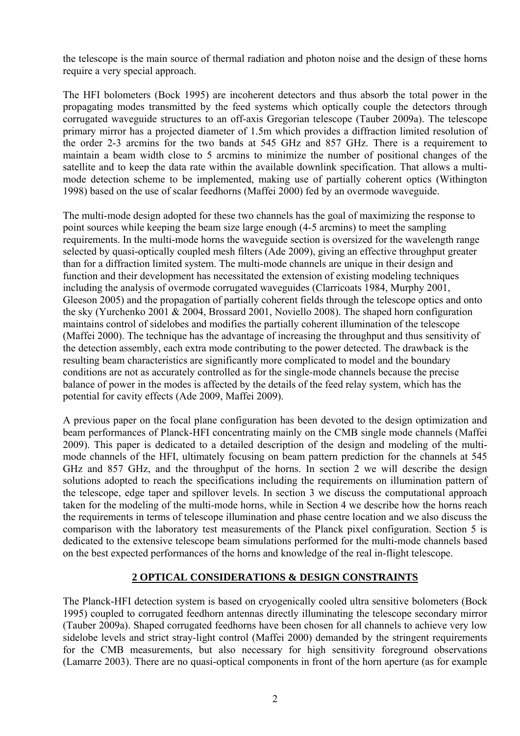the telescope is the main source of thermal radiation and photon noise and the design of these horns require a very special approach.

The HFI bolometers (Bock 1995) are incoherent detectors and thus absorb the total power in the propagating modes transmitted by the feed systems which optically couple the detectors through corrugated waveguide structures to an off-axis Gregorian telescope (Tauber 2009a). The telescope primary mirror has a projected diameter of 1.5m which provides a diffraction limited resolution of the order 2-3 arcmins for the two bands at 545 GHz and 857 GHz. There is a requirement to maintain a beam width close to 5 arcmins to minimize the number of positional changes of the satellite and to keep the data rate within the available downlink specification. That allows a multi-mode detection scheme to be implemented, making use of partially coherent optics (Withington 1998) based on the use of scalar feedhorns (Maffei 2000) fed by an overmode waveguide.

The multi-mode design adopted for these two channels has the goal of maximizing the response to point sources while keeping the beam size large enough (4-5 arcmins) to meet the sampling requirements. In the multi-mode horns the waveguide section is oversized for the wavelength range selected by quasi-optically coupled mesh filters (Ade 2009), giving an effective throughput greater than for a diffraction limited system. The multi-mode channels are unique in their design and function and their development has necessitated the extension of existing modeling techniques including the analysis of overmode corrugated waveguides (Clarricoats 1984, Murphy 2001, Gleeson 2005) and the propagation of partially coherent fields through the telescope optics and onto the sky (Yurchenko 2001 & 2004, Brossard 2001, Noviello 2008). The shaped horn configuration maintains control of sidelobes and modifies the partially coherent illumination of the telescope (Maffei 2000). The technique has the advantage of increasing the throughput and thus sensitivity of the detection assembly, each extra mode contributing to the power detected. The drawback is the resulting beam characteristics are significantly more complicated to model and the boundary conditions are not as accurately controlled as for the single-mode channels because the precise balance of power in the modes is affected by the details of the feed relay system, which has the potential for cavity effects (Ade 2009, Maffei 2009).

A previous paper on the focal plane configuration has been devoted to the design optimization and beam performances of Planck-HFI concentrating mainly on the CMB single mode channels (Maffei 2009). This paper is dedicated to a detailed description of the design and modeling of the multi-mode channels of the HFI, ultimately focusing on beam pattern prediction for the channels at 545 GHz and 857 GHz, and the throughput of the horns. In section 2 we will describe the design solutions adopted to reach the specifications including the requirements on illumination pattern of the telescope, edge taper and spillover levels. In section 3 we discuss the computational approach taken for the modeling of the multi-mode horns, while in Section 4 we describe how the horns reach the requirements in terms of telescope illumination and phase centre location and we also discuss the comparison with the laboratory test measurements of the Planck pixel configuration. Section 5 is dedicated to the extensive telescope beam simulations performed for the multi-mode channels based on the best expected performances of the horns and knowledge of the real in-flight telescope.

## 2 OPTICAL CONSIDERATIONS & DESIGN CONSTRAINTS

The Planck-HFI detection system is based on cryogenically cooled ultra sensitive bolometers (Bock 1995) coupled to corrugated feedhorn antennas directly illuminating the telescope secondary mirror (Tauber 2009a). Shaped corrugated feedhorns have been chosen for all channels to achieve very low sidelobe levels and strict stray-light control (Maffei 2000) demanded by the stringent requirements for the CMB measurements, but also necessary for high sensitivity foreground observations (Lamarre 2003). There are no quasi-optical components in front of the horn aperture (as for example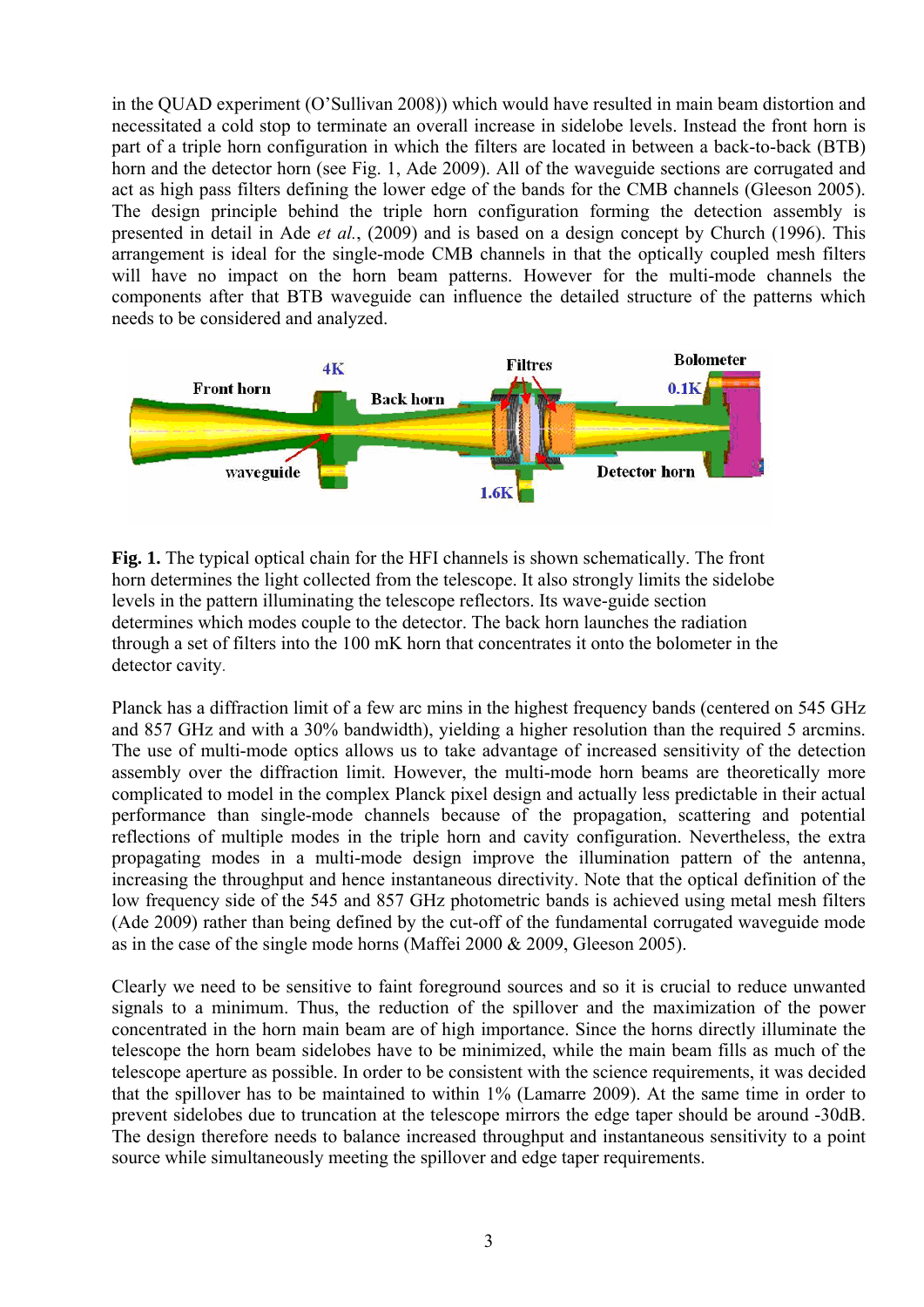in the QUAD experiment (O'Sullivan 2008)) which would have resulted in main beam distortion and necessitated a cold stop to terminate an overall increase in sidelobe levels. Instead the front horn is part of a triple horn configuration in which the filters are located in between a back-to-back (BTB) horn and the detector horn (see Fig. 1, Ade 2009). All of the waveguide sections are corrugated and act as high pass filters defining the lower edge of the bands for the CMB channels (Gleeson 2005). The design principle behind the triple horn configuration forming the detection assembly is presented in detail in Ade *et al.*, (2009) and is based on a design concept by Church (1996). This arrangement is ideal for the single-mode CMB channels in that the optically coupled mesh filters will have no impact on the horn beam patterns. However for the multi-mode channels the components after that BTB waveguide can influence the detailed structure of the patterns which needs to be considered and analyzed.

Front horn
4K
Back horn
Filtres
Bolometer
0.1K
waveguide
1.6K
Detector horn

**Fig. 1.** The typical optical chain for the HFI channels is shown schematically. The front horn determines the light collected from the telescope. It also strongly limits the sidelobe levels in the pattern illuminating the telescope reflectors. Its wave-guide section determines which modes couple to the detector. The back horn launches the radiation through a set of filters into the 100 mK horn that concentrates it onto the bolometer in the detector cavity.

Planck has a diffraction limit of a few arc mins in the highest frequency bands (centered on 545 GHz and 857 GHz and with a 30% bandwidth), yielding a higher resolution than the required 5 arcmins. The use of multi-mode optics allows us to take advantage of increased sensitivity of the detection assembly over the diffraction limit. However, the multi-mode horn beams are theoretically more complicated to model in the complex Planck pixel design and actually less predictable in their actual performance than single-mode channels because of the propagation, scattering and potential reflections of multiple modes in the triple horn and cavity configuration. Nevertheless, the extra propagating modes in a multi-mode design improve the illumination pattern of the antenna, increasing the throughput and hence instantaneous directivity. Note that the optical definition of the low frequency side of the 545 and 857 GHz photometric bands is achieved using metal mesh filters (Ade 2009) rather than being defined by the cut-off of the fundamental corrugated waveguide mode as in the case of the single mode horns (Maffei 2000 & 2009, Gleeson 2005).

Clearly we need to be sensitive to faint foreground sources and so it is crucial to reduce unwanted signals to a minimum. Thus, the reduction of the spillover and the maximization of the power concentrated in the horn main beam are of high importance. Since the horns directly illuminate the telescope the horn beam sidelobes have to be minimized, while the main beam fills as much of the telescope aperture as possible. In order to be consistent with the science requirements, it was decided that the spillover has to be maintained to within 1% (Lamarre 2009). At the same time in order to prevent sidelobes due to truncation at the telescope mirrors the edge taper should be around -30dB. The design therefore needs to balance increased throughput and instantaneous sensitivity to a point source while simultaneously meeting the spillover and edge taper requirements.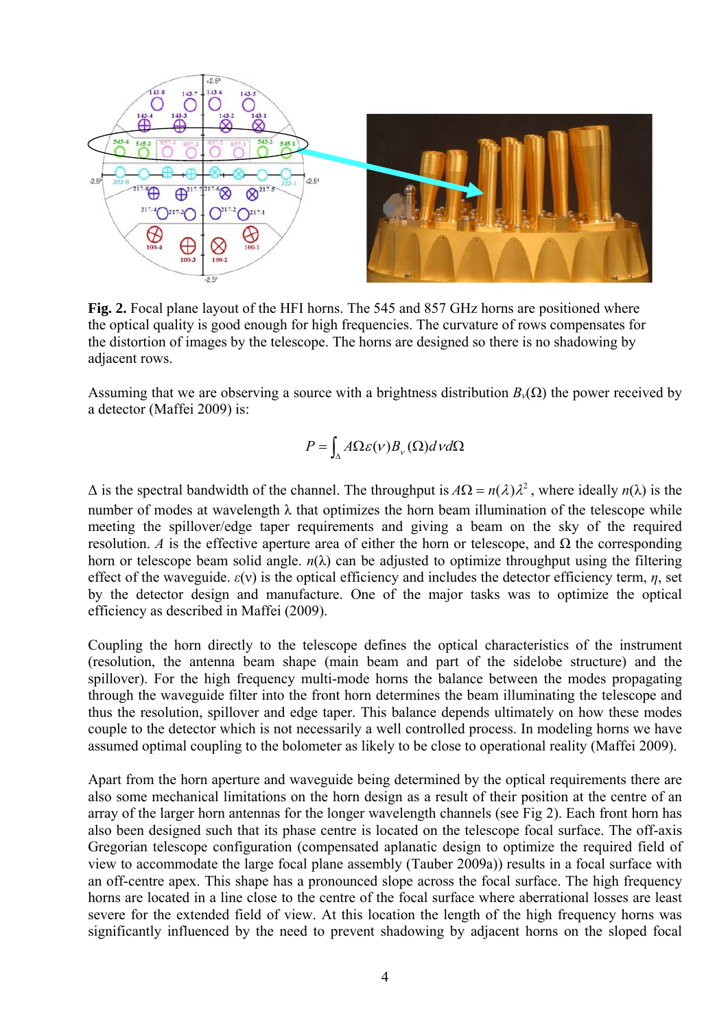**Fig. 2.** Focal plane layout of the HFI horns. The 545 and 857 GHz horns are positioned where the optical quality is good enough for high frequencies. The curvature of rows compensates for the distortion of images by the telescope. The horns are designed so there is no shadowing by adjacent rows.

Assuming that we are observing a source with a brightness distribution $B_\nu(\Omega)$ the power received by a detector (Maffei 2009) is:

$$P = \int_{\Delta} A\Omega \varepsilon(\nu) B_\nu(\Omega) d\nu d\Omega$$

$\Delta$ is the spectral bandwidth of the channel. The throughput is $A\Omega = n(\lambda)\lambda^2$, where ideally $n(\lambda)$ is the number of modes at wavelength $\lambda$ that optimizes the horn beam illumination of the telescope while meeting the spillover/edge taper requirements and giving a beam on the sky of the required resolution. $A$ is the effective aperture area of either the horn or telescope, and $\Omega$ the corresponding horn or telescope beam solid angle. $n(\lambda)$ can be adjusted to optimize throughput using the filtering effect of the waveguide. $\varepsilon(\nu)$ is the optical efficiency and includes the detector efficiency term, $\eta$, set by the detector design and manufacture. One of the major tasks was to optimize the optical efficiency as described in Maffei (2009).

Coupling the horn directly to the telescope defines the optical characteristics of the instrument (resolution, the antenna beam shape (main beam and part of the sidelobe structure) and the spillover). For the high frequency multi-mode horns the balance between the modes propagating through the waveguide filter into the front horn determines the beam illuminating the telescope and thus the resolution, spillover and edge taper. This balance depends ultimately on how these modes couple to the detector which is not necessarily a well controlled process. In modeling horns we have assumed optimal coupling to the bolometer as likely to be close to operational reality (Maffei 2009).

Apart from the horn aperture and waveguide being determined by the optical requirements there are also some mechanical limitations on the horn design as a result of their position at the centre of an array of the larger horn antennas for the longer wavelength channels (see Fig 2). Each front horn has also been designed such that its phase centre is located on the telescope focal surface. The off-axis Gregorian telescope configuration (compensated aplanatic design to optimize the required field of view to accommodate the large focal plane assembly (Tauber 2009a)) results in a focal surface with an off-centre apex. This shape has a pronounced slope across the focal surface. The high frequency horns are located in a line close to the centre of the focal surface where aberrational losses are least severe for the extended field of view. At this location the length of the high frequency horns was significantly influenced by the need to prevent shadowing by adjacent horns on the sloped focal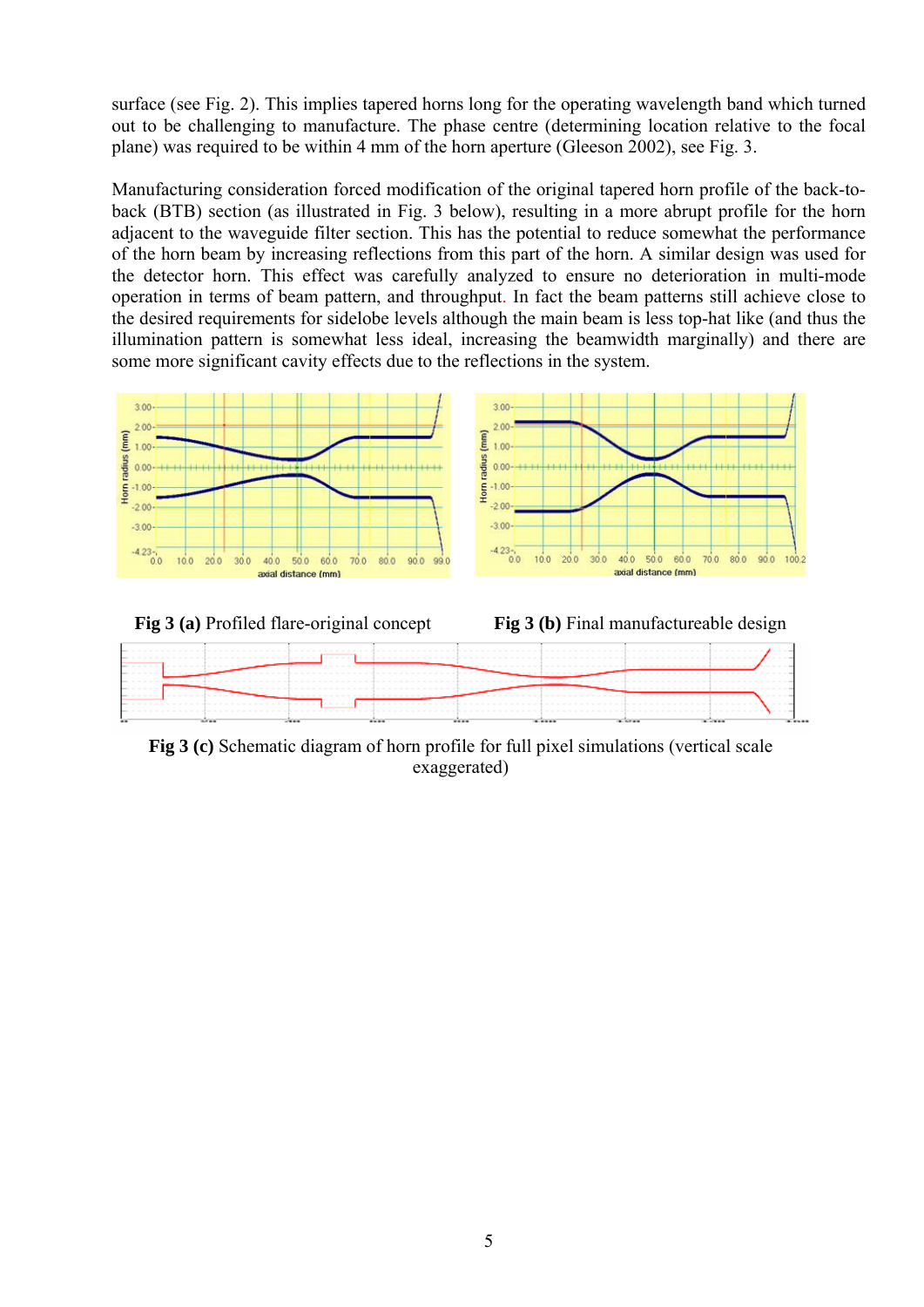surface (see Fig. 2). This implies tapered horns long for the operating wavelength band which turned out to be challenging to manufacture. The phase centre (determining location relative to the focal plane) was required to be within 4 mm of the horn aperture (Gleeson 2002), see Fig. 3.

Manufacturing consideration forced modification of the original tapered horn profile of the back-to-back (BTB) section (as illustrated in Fig. 3 below), resulting in a more abrupt profile for the horn adjacent to the waveguide filter section. This has the potential to reduce somewhat the performance of the horn beam by increasing reflections from this part of the horn. A similar design was used for the detector horn. This effect was carefully analyzed to ensure no deterioration in multi-mode operation in terms of beam pattern, and throughput. In fact the beam patterns still achieve close to the desired requirements for sidelobe levels although the main beam is less top-hat like (and thus the illumination pattern is somewhat less ideal, increasing the beamwidth marginally) and there are some more significant cavity effects due to the reflections in the system.

Horn radius (mm)
3.00
2.00
1.00
0.00
-1.00
-2.00
-3.00
-4.23
0.0 10.0 20.0 30.0 40.0 50.0 60.0 70.0 80.0 90.0 99.0
axial distance (mm)

Horn radius (mm)
3.00
2.00
1.00
0.00
-1.00
-2.00
-3.00
-4.23
0.0 10.0 20.0 30.0 40.0 50.0 60.0 70.0 80.0 90.0 100.2
axial distance (mm)

**Fig 3 (a)** Profiled flare-original concept

**Fig 3 (b)** Final manufactureable design

**Fig 3 (c)** Schematic diagram of horn profile for full pixel simulations (vertical scale exaggerated)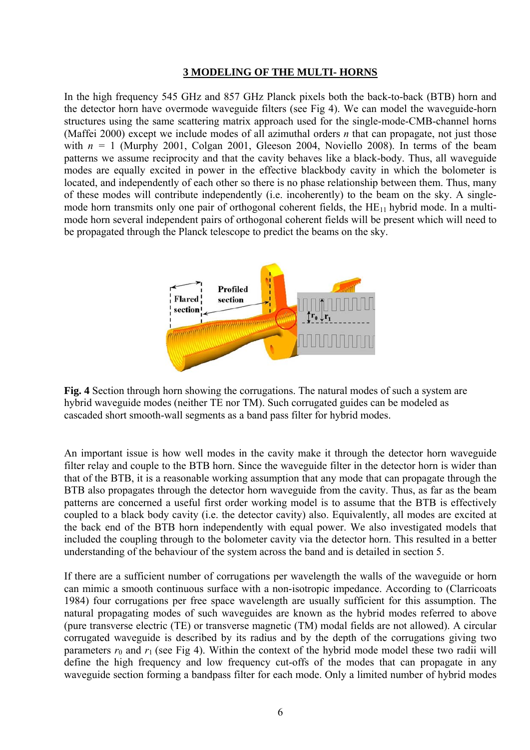## 3 MODELING OF THE MULTI- HORNS

In the high frequency 545 GHz and 857 GHz Planck pixels both the back-to-back (BTB) horn and the detector horn have overmode waveguide filters (see Fig 4). We can model the waveguide-horn structures using the same scattering matrix approach used for the single-mode-CMB-channel horns (Maffei 2000) except we include modes of all azimuthal orders $n$ that can propagate, not just those with $n = 1$ (Murphy 2001, Colgan 2001, Gleeson 2004, Noviello 2008). In terms of the beam patterns we assume reciprocity and that the cavity behaves like a black-body. Thus, all waveguide modes are equally excited in power in the effective blackbody cavity in which the bolometer is located, and independently of each other so there is no phase relationship between them. Thus, many of these modes will contribute independently (i.e. incoherently) to the beam on the sky. A single-mode horn transmits only one pair of orthogonal coherent fields, the $HE_{11}$ hybrid mode. In a multi-mode horn several independent pairs of orthogonal coherent fields will be present which will need to be propagated through the Planck telescope to predict the beams on the sky.

Flared section

Profiled section

$r_0$ $r_1$

**Fig. 4** Section through horn showing the corrugations. The natural modes of such a system are hybrid waveguide modes (neither TE nor TM). Such corrugated guides can be modeled as cascaded short smooth-wall segments as a band pass filter for hybrid modes.

An important issue is how well modes in the cavity make it through the detector horn waveguide filter relay and couple to the BTB horn. Since the waveguide filter in the detector horn is wider than that of the BTB, it is a reasonable working assumption that any mode that can propagate through the BTB also propagates through the detector horn waveguide from the cavity. Thus, as far as the beam patterns are concerned a useful first order working model is to assume that the BTB is effectively coupled to a black body cavity (i.e. the detector cavity) also. Equivalently, all modes are excited at the back end of the BTB horn independently with equal power. We also investigated models that included the coupling through to the bolometer cavity via the detector horn. This resulted in a better understanding of the behaviour of the system across the band and is detailed in section 5.

If there are a sufficient number of corrugations per wavelength the walls of the waveguide or horn can mimic a smooth continuous surface with a non-isotropic impedance. According to (Clarricoats 1984) four corrugations per free space wavelength are usually sufficient for this assumption. The natural propagating modes of such waveguides are known as the hybrid modes referred to above (pure transverse electric (TE) or transverse magnetic (TM) modal fields are not allowed). A circular corrugated waveguide is described by its radius and by the depth of the corrugations giving two parameters $r_0$ and $r_1$ (see Fig 4). Within the context of the hybrid mode model these two radii will define the high frequency and low frequency cut-offs of the modes that can propagate in any waveguide section forming a bandpass filter for each mode. Only a limited number of hybrid modes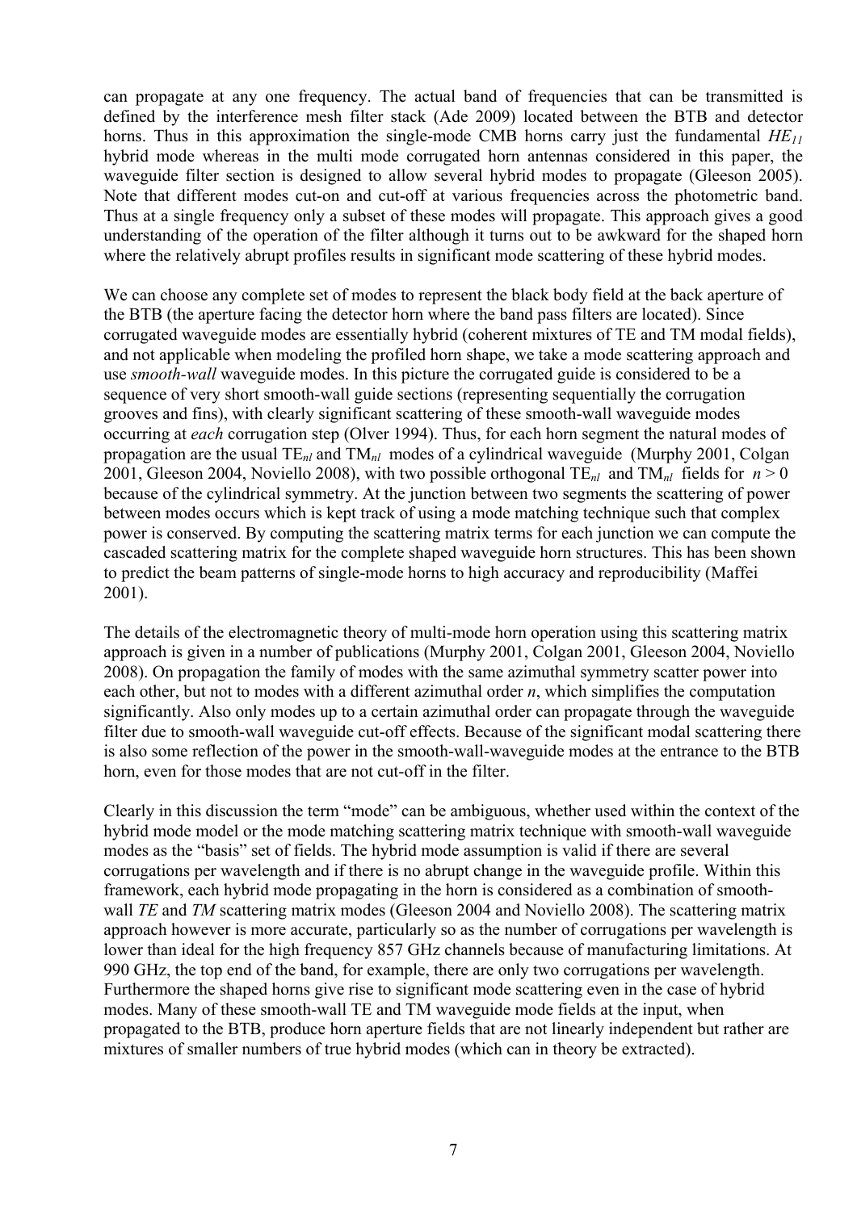can propagate at any one frequency. The actual band of frequencies that can be transmitted is defined by the interference mesh filter stack (Ade 2009) located between the BTB and detector horns. Thus in this approximation the single-mode CMB horns carry just the fundamental $HE_{11}$ hybrid mode whereas in the multi mode corrugated horn antennas considered in this paper, the waveguide filter section is designed to allow several hybrid modes to propagate (Gleeson 2005). Note that different modes cut-on and cut-off at various frequencies across the photometric band. Thus at a single frequency only a subset of these modes will propagate. This approach gives a good understanding of the operation of the filter although it turns out to be awkward for the shaped horn where the relatively abrupt profiles results in significant mode scattering of these hybrid modes.

We can choose any complete set of modes to represent the black body field at the back aperture of the BTB (the aperture facing the detector horn where the band pass filters are located). Since corrugated waveguide modes are essentially hybrid (coherent mixtures of TE and TM modal fields), and not applicable when modeling the profiled horn shape, we take a mode scattering approach and use *smooth-wall* waveguide modes. In this picture the corrugated guide is considered to be a sequence of very short smooth-wall guide sections (representing sequentially the corrugation grooves and fins), with clearly significant scattering of these smooth-wall waveguide modes occurring at *each* corrugation step (Olver 1994). Thus, for each horn segment the natural modes of propagation are the usual $TE_{nl}$ and $TM_{nl}$ modes of a cylindrical waveguide (Murphy 2001, Colgan 2001, Gleeson 2004, Noviello 2008), with two possible orthogonal $TE_{nl}$ and $TM_{nl}$ fields for $n > 0$ because of the cylindrical symmetry. At the junction between two segments the scattering of power between modes occurs which is kept track of using a mode matching technique such that complex power is conserved. By computing the scattering matrix terms for each junction we can compute the cascaded scattering matrix for the complete shaped waveguide horn structures. This has been shown to predict the beam patterns of single-mode horns to high accuracy and reproducibility (Maffei 2001).

The details of the electromagnetic theory of multi-mode horn operation using this scattering matrix approach is given in a number of publications (Murphy 2001, Colgan 2001, Gleeson 2004, Noviello 2008). On propagation the family of modes with the same azimuthal symmetry scatter power into each other, but not to modes with a different azimuthal order $n$, which simplifies the computation significantly. Also only modes up to a certain azimuthal order can propagate through the waveguide filter due to smooth-wall waveguide cut-off effects. Because of the significant modal scattering there is also some reflection of the power in the smooth-wall-waveguide modes at the entrance to the BTB horn, even for those modes that are not cut-off in the filter.

Clearly in this discussion the term "mode" can be ambiguous, whether used within the context of the hybrid mode model or the mode matching scattering matrix technique with smooth-wall waveguide modes as the "basis" set of fields. The hybrid mode assumption is valid if there are several corrugations per wavelength and if there is no abrupt change in the waveguide profile. Within this framework, each hybrid mode propagating in the horn is considered as a combination of smooth-wall *TE* and *TM* scattering matrix modes (Gleeson 2004 and Noviello 2008). The scattering matrix approach however is more accurate, particularly so as the number of corrugations per wavelength is lower than ideal for the high frequency 857 GHz channels because of manufacturing limitations. At 990 GHz, the top end of the band, for example, there are only two corrugations per wavelength. Furthermore the shaped horns give rise to significant mode scattering even in the case of hybrid modes. Many of these smooth-wall TE and TM waveguide mode fields at the input, when propagated to the BTB, produce horn aperture fields that are not linearly independent but rather are mixtures of smaller numbers of true hybrid modes (which can in theory be extracted).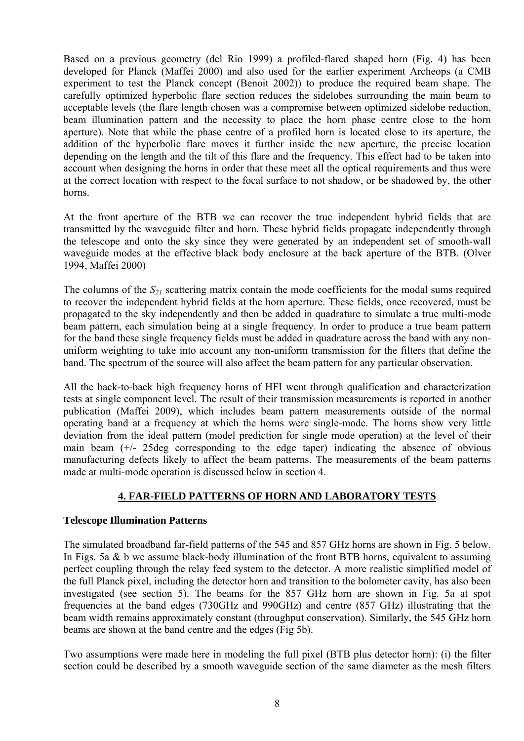Based on a previous geometry (del Rio 1999) a profiled-flared shaped horn (Fig. 4) has been developed for Planck (Maffei 2000) and also used for the earlier experiment Archeops (a CMB experiment to test the Planck concept (Benoit 2002)) to produce the required beam shape. The carefully optimized hyperbolic flare section reduces the sidelobes surrounding the main beam to acceptable levels (the flare length chosen was a compromise between optimized sidelobe reduction, beam illumination pattern and the necessity to place the horn phase centre close to the horn aperture). Note that while the phase centre of a profiled horn is located close to its aperture, the addition of the hyperbolic flare moves it further inside the new aperture, the precise location depending on the length and the tilt of this flare and the frequency. This effect had to be taken into account when designing the horns in order that these meet all the optical requirements and thus were at the correct location with respect to the focal surface to not shadow, or be shadowed by, the other horns.

At the front aperture of the BTB we can recover the true independent hybrid fields that are transmitted by the waveguide filter and horn. These hybrid fields propagate independently through the telescope and onto the sky since they were generated by an independent set of smooth-wall waveguide modes at the effective black body enclosure at the back aperture of the BTB. (Olver 1994, Maffei 2000)

The columns of the $S_{21}$ scattering matrix contain the mode coefficients for the modal sums required to recover the independent hybrid fields at the horn aperture. These fields, once recovered, must be propagated to the sky independently and then be added in quadrature to simulate a true multi-mode beam pattern, each simulation being at a single frequency. In order to produce a true beam pattern for the band these single frequency fields must be added in quadrature across the band with any non-uniform weighting to take into account any non-uniform transmission for the filters that define the band. The spectrum of the source will also affect the beam pattern for any particular observation.

All the back-to-back high frequency horns of HFI went through qualification and characterization tests at single component level. The result of their transmission measurements is reported in another publication (Maffei 2009), which includes beam pattern measurements outside of the normal operating band at a frequency at which the horns were single-mode. The horns show very little deviation from the ideal pattern (model prediction for single mode operation) at the level of their main beam (+/- 25deg corresponding to the edge taper) indicating the absence of obvious manufacturing defects likely to affect the beam patterns. The measurements of the beam patterns made at multi-mode operation is discussed below in section 4.

## 4. FAR-FIELD PATTERNS OF HORN AND LABORATORY TESTS

### Telescope Illumination Patterns

The simulated broadband far-field patterns of the 545 and 857 GHz horns are shown in Fig. 5 below. In Figs. 5a & b we assume black-body illumination of the front BTB horns, equivalent to assuming perfect coupling through the relay feed system to the detector. A more realistic simplified model of the full Planck pixel, including the detector horn and transition to the bolometer cavity, has also been investigated (see section 5). The beams for the 857 GHz horn are shown in Fig. 5a at spot frequencies at the band edges (730GHz and 990GHz) and centre (857 GHz) illustrating that the beam width remains approximately constant (throughput conservation). Similarly, the 545 GHz horn beams are shown at the band centre and the edges (Fig 5b).

Two assumptions were made here in modeling the full pixel (BTB plus detector horn): (i) the filter section could be described by a smooth waveguide section of the same diameter as the mesh filters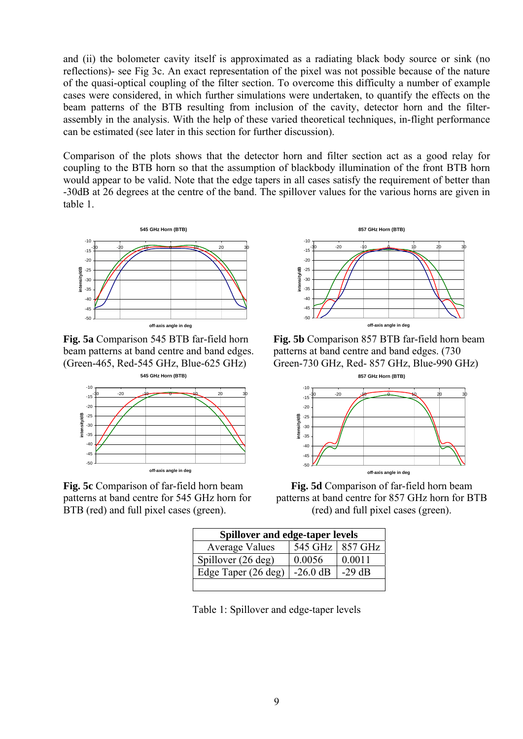and (ii) the bolometer cavity itself is approximated as a radiating black body source or sink (no reflections)- see Fig 3c. An exact representation of the pixel was not possible because of the nature of the quasi-optical coupling of the filter section. To overcome this difficulty a number of example cases were considered, in which further simulations were undertaken, to quantify the effects on the beam patterns of the BTB resulting from inclusion of the cavity, detector horn and the filter-assembly in the analysis. With the help of these varied theoretical techniques, in-flight performance can be estimated (see later in this section for further discussion).

Comparison of the plots shows that the detector horn and filter section act as a good relay for coupling to the BTB horn so that the assumption of blackbody illumination of the front BTB horn would appear to be valid. Note that the edge tapers in all cases satisfy the requirement of better than -30dB at 26 degrees at the centre of the band. The spillover values for the various horns are given in table 1.

545 GHz Horn (BTB)

intensity/dB

off-axis angle in deg

**Fig. 5a** Comparison 545 BTB far-field horn beam patterns at band centre and band edges. (Green-465, Red-545 GHz, Blue-625 GHz)

857 GHz Horn (BTB)

intensity/dB

off-axis angle in deg

**Fig. 5b** Comparison 857 BTB far-field horn beam patterns at band centre and band edges. (730 Green-730 GHz, Red- 857 GHz, Blue-990 GHz)

545 GHz Horn (BTB)

intensity/dB

off-axis angle in deg

**Fig. 5c** Comparison of far-field horn beam patterns at band centre for 545 GHz horn for BTB (red) and full pixel cases (green).

857 GHz Horn (BTB)

intensity/dB

off-axis angle in deg

**Fig. 5d** Comparison of far-field horn beam patterns at band centre for 857 GHz horn for BTB (red) and full pixel cases (green).

| Spillover and edge-taper levels | | |
|---|---|---|
| Average Values | 545 GHz | 857 GHz |
| Spillover (26 deg) | 0.0056 | 0.0011 |
| Edge Taper (26 deg) | -26.0 dB | -29 dB |

Table 1: Spillover and edge-taper levels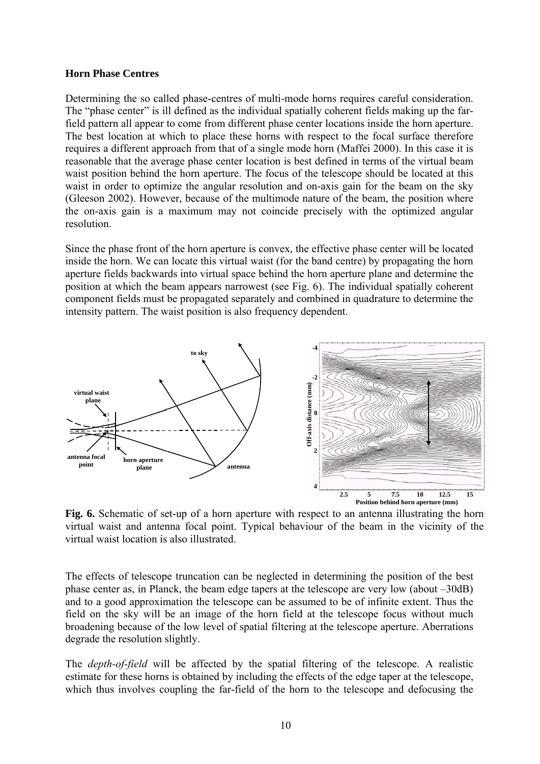### Horn Phase Centres

Determining the so called phase-centres of multi-mode horns requires careful consideration. The "phase center" is ill defined as the individual spatially coherent fields making up the far-field pattern all appear to come from different phase center locations inside the horn aperture. The best location at which to place these horns with respect to the focal surface therefore requires a different approach from that of a single mode horn (Maffei 2000). In this case it is reasonable that the average phase center location is best defined in terms of the virtual beam waist position behind the horn aperture. The focus of the telescope should be located at this waist in order to optimize the angular resolution and on-axis gain for the beam on the sky (Gleeson 2002). However, because of the multimode nature of the beam, the position where the on-axis gain is a maximum may not coincide precisely with the optimized angular resolution.

Since the phase front of the horn aperture is convex, the effective phase center will be located inside the horn. We can locate this virtual waist (for the band centre) by propagating the horn aperture fields backwards into virtual space behind the horn aperture plane and determine the position at which the beam appears narrowest (see Fig. 6). The individual spatially coherent component fields must be propagated separately and combined in quadrature to determine the intensity pattern. The waist position is also frequency dependent.

to sky

virtual waist plane

antenna focal point

horn aperture plane

antenna

Off-axis distance (mm)

-4

-2

0

2

4

2.5

5

7.5

10

12.5

15

Position behind horn aperture (mm)

**Fig. 6.** Schematic of set-up of a horn aperture with respect to an antenna illustrating the horn virtual waist and antenna focal point. Typical behaviour of the beam in the vicinity of the virtual waist location is also illustrated.

The effects of telescope truncation can be neglected in determining the position of the best phase center as, in Planck, the beam edge tapers at the telescope are very low (about –30dB) and to a good approximation the telescope can be assumed to be of infinite extent. Thus the field on the sky will be an image of the horn field at the telescope focus without much broadening because of the low level of spatial filtering at the telescope aperture. Aberrations degrade the resolution slightly.

The *depth-of-field* will be affected by the spatial filtering of the telescope. A realistic estimate for these horns is obtained by including the effects of the edge taper at the telescope, which thus involves coupling the far-field of the horn to the telescope and defocusing the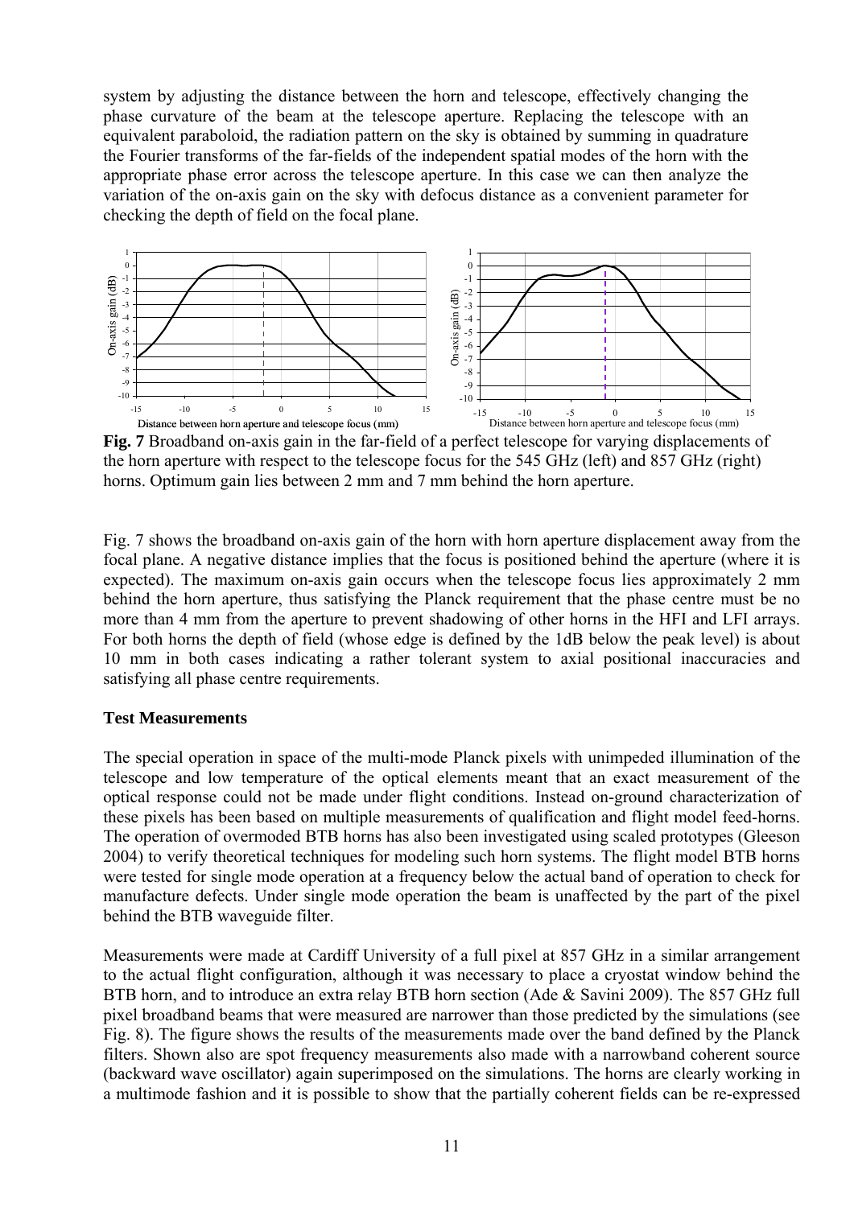system by adjusting the distance between the horn and telescope, effectively changing the phase curvature of the beam at the telescope aperture. Replacing the telescope with an equivalent paraboloid, the radiation pattern on the sky is obtained by summing in quadrature the Fourier transforms of the far-fields of the independent spatial modes of the horn with the appropriate phase error across the telescope aperture. In this case we can then analyze the variation of the on-axis gain on the sky with defocus distance as a convenient parameter for checking the depth of field on the focal plane.

On-axis gain (dB)
1
0
-1
-2
-3
-4
-5
-6
-7
-8
-9
-10
-15 -10 -5 0 5 10 15
Distance between horn aperture and telescope focus (mm)

On-axis gain (dB)
1
0
-1
-2
-3
-4
-5
-6
-7
-8
-9
-10
-15 -10 -5 0 5 10 15
Distance between horn aperture and telescope focus (mm)

**Fig. 7** Broadband on-axis gain in the far-field of a perfect telescope for varying displacements of the horn aperture with respect to the telescope focus for the 545 GHz (left) and 857 GHz (right) horns. Optimum gain lies between 2 mm and 7 mm behind the horn aperture.

Fig. 7 shows the broadband on-axis gain of the horn with horn aperture displacement away from the focal plane. A negative distance implies that the focus is positioned behind the aperture (where it is expected). The maximum on-axis gain occurs when the telescope focus lies approximately 2 mm behind the horn aperture, thus satisfying the Planck requirement that the phase centre must be no more than 4 mm from the aperture to prevent shadowing of other horns in the HFI and LFI arrays. For both horns the depth of field (whose edge is defined by the 1dB below the peak level) is about 10 mm in both cases indicating a rather tolerant system to axial positional inaccuracies and satisfying all phase centre requirements.

**Test Measurements**

The special operation in space of the multi-mode Planck pixels with unimpeded illumination of the telescope and low temperature of the optical elements meant that an exact measurement of the optical response could not be made under flight conditions. Instead on-ground characterization of these pixels has been based on multiple measurements of qualification and flight model feed-horns. The operation of overmoded BTB horns has also been investigated using scaled prototypes (Gleeson 2004) to verify theoretical techniques for modeling such horn systems. The flight model BTB horns were tested for single mode operation at a frequency below the actual band of operation to check for manufacture defects. Under single mode operation the beam is unaffected by the part of the pixel behind the BTB waveguide filter.

Measurements were made at Cardiff University of a full pixel at 857 GHz in a similar arrangement to the actual flight configuration, although it was necessary to place a cryostat window behind the BTB horn, and to introduce an extra relay BTB horn section (Ade & Savini 2009). The 857 GHz full pixel broadband beams that were measured are narrower than those predicted by the simulations (see Fig. 8). The figure shows the results of the measurements made over the band defined by the Planck filters. Shown also are spot frequency measurements also made with a narrowband coherent source (backward wave oscillator) again superimposed on the simulations. The horns are clearly working in a multimode fashion and it is possible to show that the partially coherent fields can be re-expressed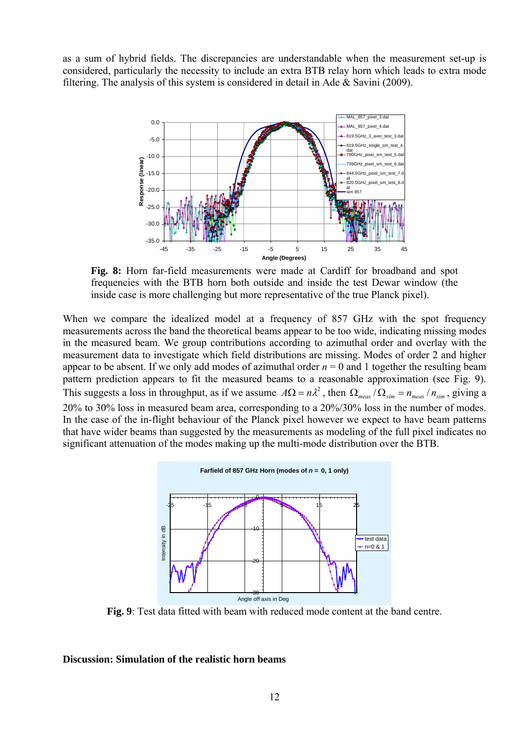as a sum of hybrid fields. The discrepancies are understandable when the measurement set-up is considered, particularly the necessity to include an extra BTB relay horn which leads to extra mode filtering. The analysis of this system is considered in detail in Ade & Savini (2009).

0.0
-5.0
-10.0
-15.0
-20.0
-25.0
-30.0
-35.0
Response (linear)
-45 -35 -25 -15 -5 5 15 25 35 45
Angle (Degrees)
MAL_857_pixel_3.dat
MAL_857_pixel_4.dat
819.5GHz_3_aver_test_3.dat
819.5GHz_single_sm_test_4.dat
780GHz_pixel_sm_test_5.dat
739GHz_pixel_sm_test_6.dat
844.5GHz_pixel_sm_test_7.dat
820.5GHz_pixel_sm_test_8.dat
sim 857

**Fig. 8:** Horn far-field measurements were made at Cardiff for broadband and spot frequencies with the BTB horn both outside and inside the test Dewar window (the inside case is more challenging but more representative of the true Planck pixel).

When we compare the idealized model at a frequency of 857 GHz with the spot frequency measurements across the band the theoretical beams appear to be too wide, indicating missing modes in the measured beam. We group contributions according to azimuthal order and overlay with the measurement data to investigate which field distributions are missing. Modes of order 2 and higher appear to be absent. If we only add modes of azimuthal order $n = 0$ and 1 together the resulting beam pattern prediction appears to fit the measured beams to a reasonable approximation (see Fig. 9). This suggests a loss in throughput, as if we assume $A\Omega = n\lambda^2$, then $\Omega_{meas} / \Omega_{sim} = n_{meas} / n_{sim}$, giving a 20% to 30% loss in measured beam area, corresponding to a 20%/30% loss in the number of modes. In the case of the in-flight behaviour of the Planck pixel however we expect to have beam patterns that have wider beams than suggested by the measurements as modeling of the full pixel indicates no significant attenuation of the modes making up the multi-mode distribution over the BTB.

Farfield of 857 GHz Horn (modes of $n$ = 0, 1 only)
Intensity in dB
Angle off axis in Deg
-25 -15 -5 5 15 25
0
-10
-20
-30
test data
n=0 & 1

**Fig. 9**: Test data fitted with beam with reduced mode content at the band centre.

**Discussion: Simulation of the realistic horn beams**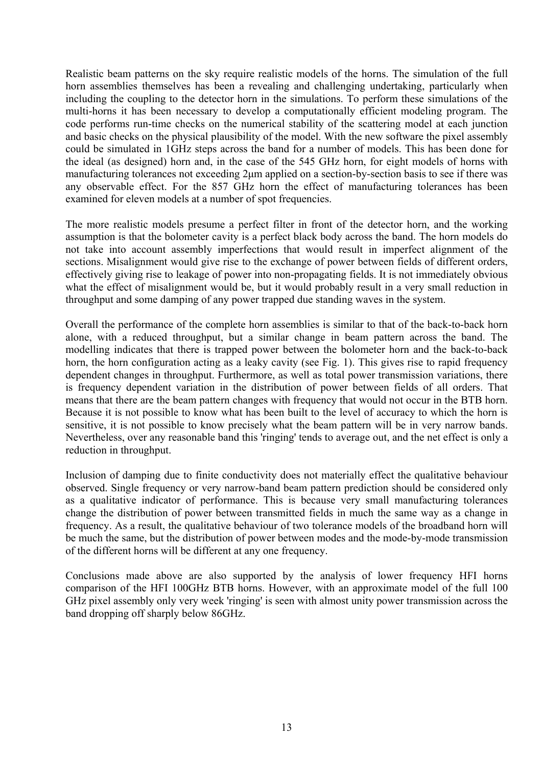Realistic beam patterns on the sky require realistic models of the horns. The simulation of the full horn assemblies themselves has been a revealing and challenging undertaking, particularly when including the coupling to the detector horn in the simulations. To perform these simulations of the multi-horns it has been necessary to develop a computationally efficient modeling program. The code performs run-time checks on the numerical stability of the scattering model at each junction and basic checks on the physical plausibility of the model. With the new software the pixel assembly could be simulated in 1GHz steps across the band for a number of models. This has been done for the ideal (as designed) horn and, in the case of the 545 GHz horn, for eight models of horns with manufacturing tolerances not exceeding 2μm applied on a section-by-section basis to see if there was any observable effect. For the 857 GHz horn the effect of manufacturing tolerances has been examined for eleven models at a number of spot frequencies.

The more realistic models presume a perfect filter in front of the detector horn, and the working assumption is that the bolometer cavity is a perfect black body across the band. The horn models do not take into account assembly imperfections that would result in imperfect alignment of the sections. Misalignment would give rise to the exchange of power between fields of different orders, effectively giving rise to leakage of power into non-propagating fields. It is not immediately obvious what the effect of misalignment would be, but it would probably result in a very small reduction in throughput and some damping of any power trapped due standing waves in the system.

Overall the performance of the complete horn assemblies is similar to that of the back-to-back horn alone, with a reduced throughput, but a similar change in beam pattern across the band. The modelling indicates that there is trapped power between the bolometer horn and the back-to-back horn, the horn configuration acting as a leaky cavity (see Fig. 1). This gives rise to rapid frequency dependent changes in throughput. Furthermore, as well as total power transmission variations, there is frequency dependent variation in the distribution of power between fields of all orders. That means that there are the beam pattern changes with frequency that would not occur in the BTB horn. Because it is not possible to know what has been built to the level of accuracy to which the horn is sensitive, it is not possible to know precisely what the beam pattern will be in very narrow bands. Nevertheless, over any reasonable band this 'ringing' tends to average out, and the net effect is only a reduction in throughput.

Inclusion of damping due to finite conductivity does not materially effect the qualitative behaviour observed. Single frequency or very narrow-band beam pattern prediction should be considered only as a qualitative indicator of performance. This is because very small manufacturing tolerances change the distribution of power between transmitted fields in much the same way as a change in frequency. As a result, the qualitative behaviour of two tolerance models of the broadband horn will be much the same, but the distribution of power between modes and the mode-by-mode transmission of the different horns will be different at any one frequency.

Conclusions made above are also supported by the analysis of lower frequency HFI horns comparison of the HFI 100GHz BTB horns. However, with an approximate model of the full 100 GHz pixel assembly only very week 'ringing' is seen with almost unity power transmission across the band dropping off sharply below 86GHz.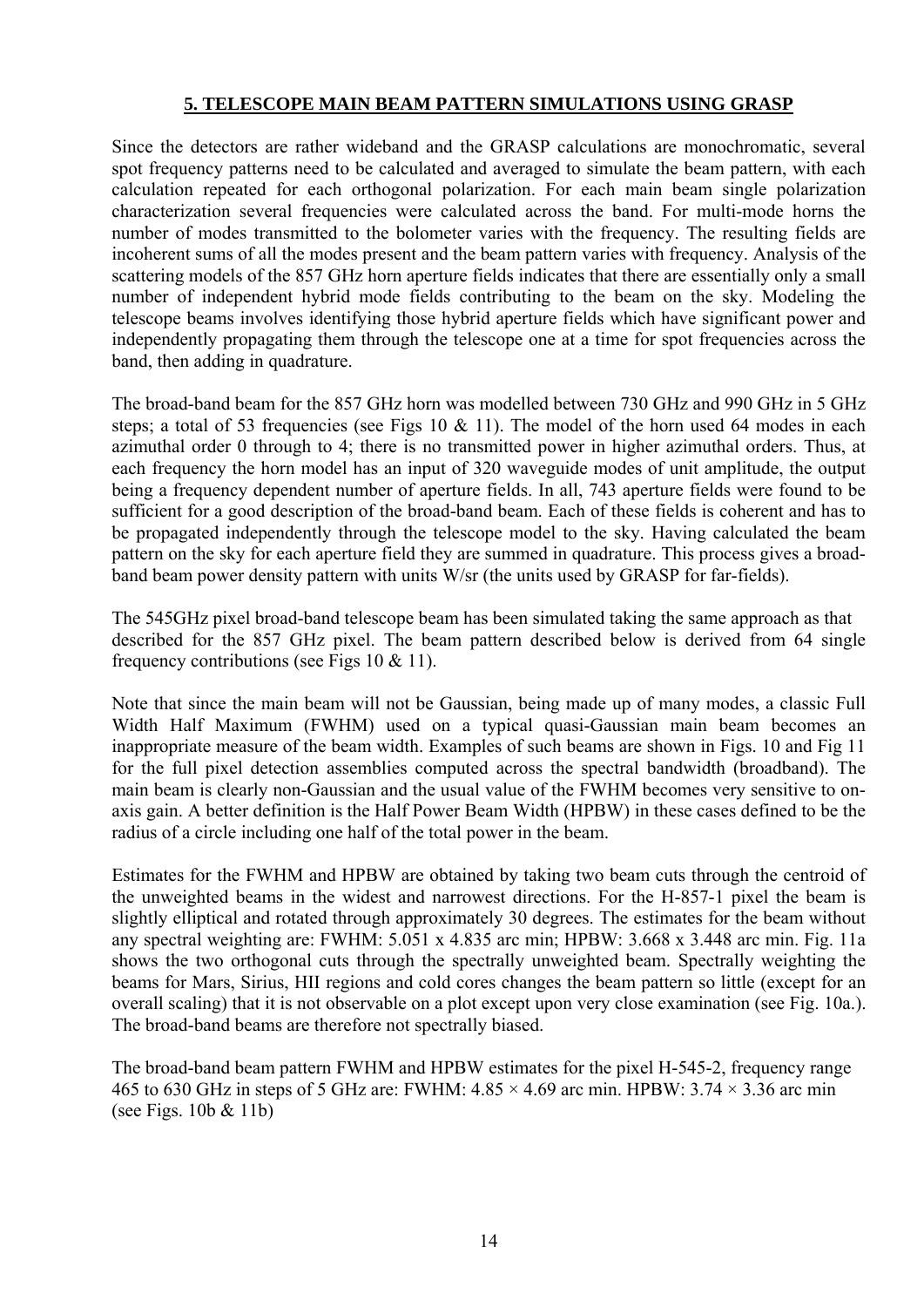## 5. TELESCOPE MAIN BEAM PATTERN SIMULATIONS USING GRASP

Since the detectors are rather wideband and the GRASP calculations are monochromatic, several spot frequency patterns need to be calculated and averaged to simulate the beam pattern, with each calculation repeated for each orthogonal polarization. For each main beam single polarization characterization several frequencies were calculated across the band. For multi-mode horns the number of modes transmitted to the bolometer varies with the frequency. The resulting fields are incoherent sums of all the modes present and the beam pattern varies with frequency. Analysis of the scattering models of the 857 GHz horn aperture fields indicates that there are essentially only a small number of independent hybrid mode fields contributing to the beam on the sky. Modeling the telescope beams involves identifying those hybrid aperture fields which have significant power and independently propagating them through the telescope one at a time for spot frequencies across the band, then adding in quadrature.

The broad-band beam for the 857 GHz horn was modelled between 730 GHz and 990 GHz in 5 GHz steps; a total of 53 frequencies (see Figs 10 & 11). The model of the horn used 64 modes in each azimuthal order 0 through to 4; there is no transmitted power in higher azimuthal orders. Thus, at each frequency the horn model has an input of 320 waveguide modes of unit amplitude, the output being a frequency dependent number of aperture fields. In all, 743 aperture fields were found to be sufficient for a good description of the broad-band beam. Each of these fields is coherent and has to be propagated independently through the telescope model to the sky. Having calculated the beam pattern on the sky for each aperture field they are summed in quadrature. This process gives a broad-band beam power density pattern with units W/sr (the units used by GRASP for far-fields).

The 545GHz pixel broad-band telescope beam has been simulated taking the same approach as that described for the 857 GHz pixel. The beam pattern described below is derived from 64 single frequency contributions (see Figs 10 & 11).

Note that since the main beam will not be Gaussian, being made up of many modes, a classic Full Width Half Maximum (FWHM) used on a typical quasi-Gaussian main beam becomes an inappropriate measure of the beam width. Examples of such beams are shown in Figs. 10 and Fig 11 for the full pixel detection assemblies computed across the spectral bandwidth (broadband). The main beam is clearly non-Gaussian and the usual value of the FWHM becomes very sensitive to on-axis gain. A better definition is the Half Power Beam Width (HPBW) in these cases defined to be the radius of a circle including one half of the total power in the beam.

Estimates for the FWHM and HPBW are obtained by taking two beam cuts through the centroid of the unweighted beams in the widest and narrowest directions. For the H-857-1 pixel the beam is slightly elliptical and rotated through approximately 30 degrees. The estimates for the beam without any spectral weighting are: FWHM: 5.051 x 4.835 arc min; HPBW: 3.668 x 3.448 arc min. Fig. 11a shows the two orthogonal cuts through the spectrally unweighted beam. Spectrally weighting the beams for Mars, Sirius, HII regions and cold cores changes the beam pattern so little (except for an overall scaling) that it is not observable on a plot except upon very close examination (see Fig. 10a.). The broad-band beams are therefore not spectrally biased.

The broad-band beam pattern FWHM and HPBW estimates for the pixel H-545-2, frequency range 465 to 630 GHz in steps of 5 GHz are: FWHM: $4.85 \times 4.69$ arc min. HPBW: $3.74 \times 3.36$ arc min (see Figs. 10b & 11b)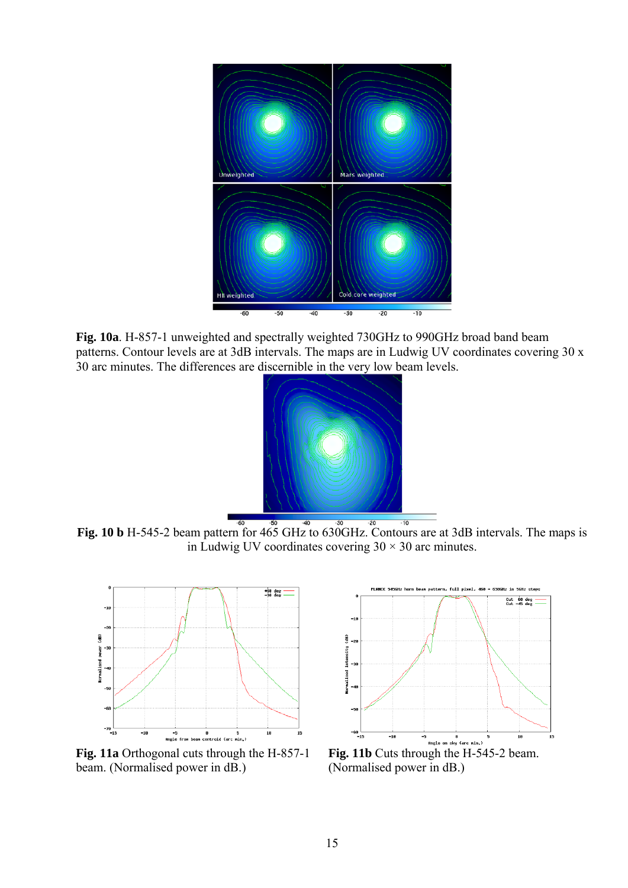Unweighted

Mars weighted

HII weighted

Cold core weighted

-60 -50 -40 -30 -20 -10

**Fig. 10a**. H-857-1 unweighted and spectrally weighted 730GHz to 990GHz broad band beam patterns. Contour levels are at 3dB intervals. The maps are in Ludwig UV coordinates covering 30 x 30 arc minutes. The differences are discernible in the very low beam levels.

-60 -50 -40 -30 -20 -10

**Fig. 10 b** H-545-2 beam pattern for 465 GHz to 630GHz. Contours are at 3dB intervals. The maps is in Ludwig UV coordinates covering 30 × 30 arc minutes.

+60 deg

-30 deg

Normalised power (dB)

Angle from beam centroid (arc min.)

**Fig. 11a** Orthogonal cuts through the H-857-1 beam. (Normalised power in dB.)

PLANCK 545GHz horn beam pattern, full pixel, 460 - 630GHz in 5GHz steps

Cut 60 deg

Cut -45 deg

Normalised intensity (dB)

Angle on sky (arc min.)

**Fig. 11b** Cuts through the H-545-2 beam. (Normalised power in dB.)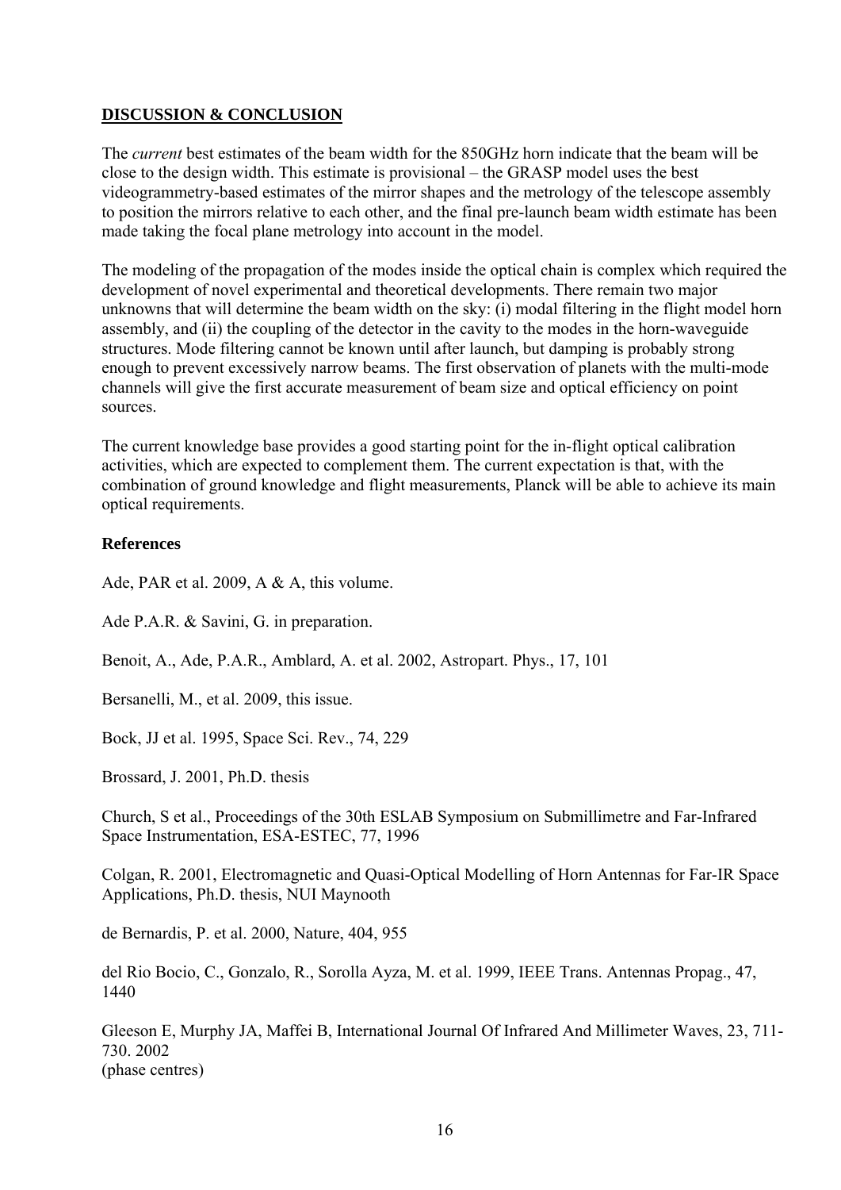## DISCUSSION & CONCLUSION

The *current* best estimates of the beam width for the 850GHz horn indicate that the beam will be close to the design width. This estimate is provisional – the GRASP model uses the best videogrammetry-based estimates of the mirror shapes and the metrology of the telescope assembly to position the mirrors relative to each other, and the final pre-launch beam width estimate has been made taking the focal plane metrology into account in the model.

The modeling of the propagation of the modes inside the optical chain is complex which required the development of novel experimental and theoretical developments. There remain two major unknowns that will determine the beam width on the sky: (i) modal filtering in the flight model horn assembly, and (ii) the coupling of the detector in the cavity to the modes in the horn-waveguide structures. Mode filtering cannot be known until after launch, but damping is probably strong enough to prevent excessively narrow beams. The first observation of planets with the multi-mode channels will give the first accurate measurement of beam size and optical efficiency on point sources.

The current knowledge base provides a good starting point for the in-flight optical calibration activities, which are expected to complement them. The current expectation is that, with the combination of ground knowledge and flight measurements, Planck will be able to achieve its main optical requirements.

### References

Ade, PAR et al. 2009, A & A, this volume.

Ade P.A.R. & Savini, G. in preparation.

Benoit, A., Ade, P.A.R., Amblard, A. et al. 2002, Astropart. Phys., 17, 101

Bersanelli, M., et al. 2009, this issue.

Bock, JJ et al. 1995, Space Sci. Rev., 74, 229

Brossard, J. 2001, Ph.D. thesis

Church, S et al., Proceedings of the 30th ESLAB Symposium on Submillimetre and Far-Infrared Space Instrumentation, ESA-ESTEC, 77, 1996

Colgan, R. 2001, Electromagnetic and Quasi-Optical Modelling of Horn Antennas for Far-IR Space Applications, Ph.D. thesis, NUI Maynooth

de Bernardis, P. et al. 2000, Nature, 404, 955

del Rio Bocio, C., Gonzalo, R., Sorolla Ayza, M. et al. 1999, IEEE Trans. Antennas Propag., 47, 1440

Gleeson E, Murphy JA, Maffei B, International Journal Of Infrared And Millimeter Waves, 23, 711-730. 2002
(phase centres)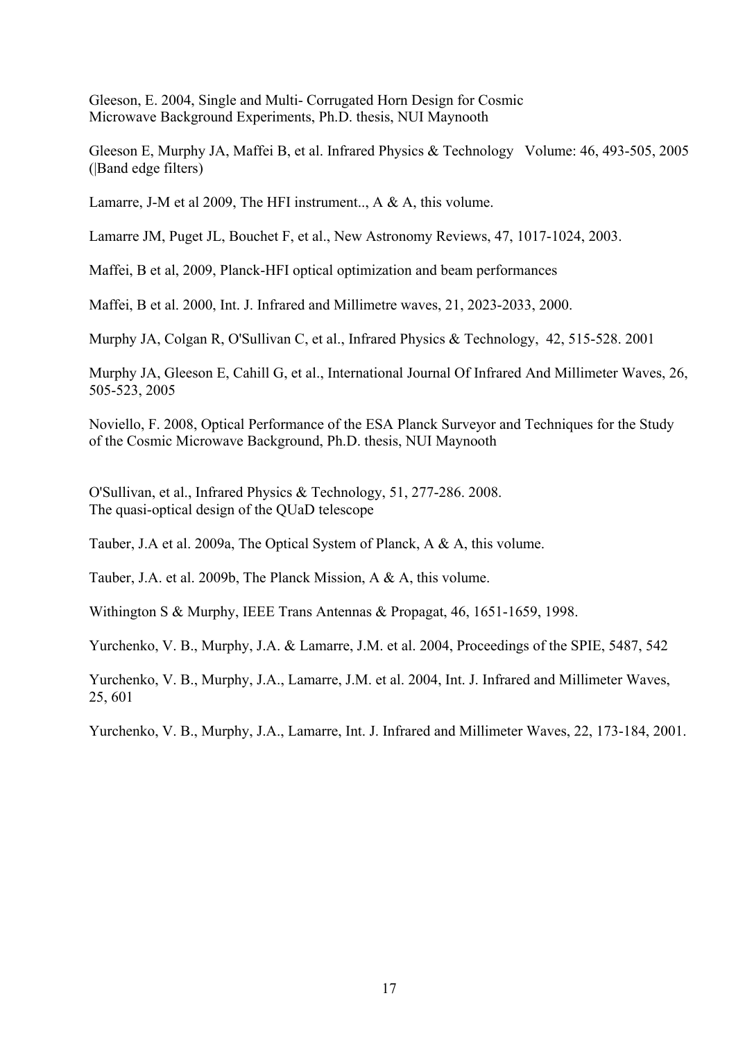Gleeson, E. 2004, Single and Multi- Corrugated Horn Design for Cosmic Microwave Background Experiments, Ph.D. thesis, NUI Maynooth

Gleeson E, Murphy JA, Maffei B, et al. Infrared Physics & Technology Volume: 46, 493-505, 2005 (|Band edge filters)

Lamarre, J-M et al 2009, The HFI instrument.., A & A, this volume.

Lamarre JM, Puget JL, Bouchet F, et al., New Astronomy Reviews, 47, 1017-1024, 2003.

Maffei, B et al, 2009, Planck-HFI optical optimization and beam performances

Maffei, B et al. 2000, Int. J. Infrared and Millimetre waves, 21, 2023-2033, 2000.

Murphy JA, Colgan R, O'Sullivan C, et al., Infrared Physics & Technology, 42, 515-528. 2001

Murphy JA, Gleeson E, Cahill G, et al., International Journal Of Infrared And Millimeter Waves, 26, 505-523, 2005

Noviello, F. 2008, Optical Performance of the ESA Planck Surveyor and Techniques for the Study of the Cosmic Microwave Background, Ph.D. thesis, NUI Maynooth

O'Sullivan, et al., Infrared Physics & Technology, 51, 277-286. 2008. The quasi-optical design of the QUaD telescope

Tauber, J.A et al. 2009a, The Optical System of Planck, A & A, this volume.

Tauber, J.A. et al. 2009b, The Planck Mission, A & A, this volume.

Withington S & Murphy, IEEE Trans Antennas & Propagat, 46, 1651-1659, 1998.

Yurchenko, V. B., Murphy, J.A. & Lamarre, J.M. et al. 2004, Proceedings of the SPIE, 5487, 542

Yurchenko, V. B., Murphy, J.A., Lamarre, J.M. et al. 2004, Int. J. Infrared and Millimeter Waves, 25, 601

Yurchenko, V. B., Murphy, J.A., Lamarre, Int. J. Infrared and Millimeter Waves, 22, 173-184, 2001.